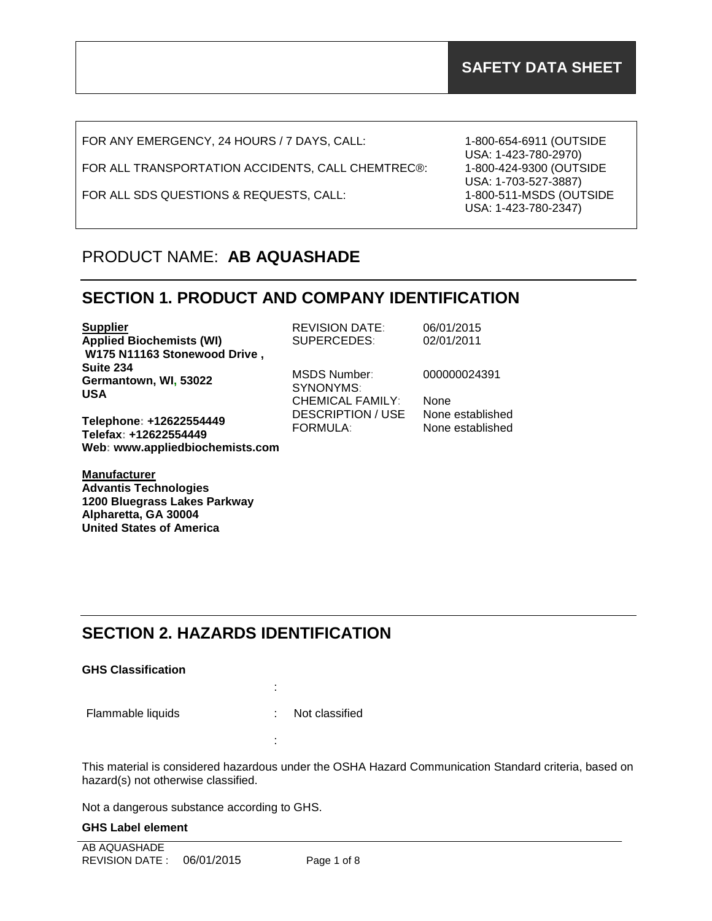# SAFETY DATA SHEET

| | |
|---|---|
| FOR ANY EMERGENCY, 24 HOURS / 7 DAYS, CALL: | 1-800-654-6911 (OUTSIDE USA: 1-423-780-2970) |
| FOR ALL TRANSPORTATION ACCIDENTS, CALL CHEMTREC®: | 1-800-424-9300 (OUTSIDE USA: 1-703-527-3887) |
| FOR ALL SDS QUESTIONS & REQUESTS, CALL: | 1-800-511-MSDS (OUTSIDE USA: 1-423-780-2347) |

PRODUCT NAME: **AB AQUASHADE**

## SECTION 1. PRODUCT AND COMPANY IDENTIFICATION

**Supplier**
**Applied Biochemists (WI)**
**W175 N11163 Stonewood Drive , Suite 234**
**Germantown, WI, 53022**
**USA**

**Telephone: +12622554449**
**Telefax: +12622554449**
**Web: www.appliedbiochemists.com**

| | |
|---|---|
| REVISION DATE: | 06/01/2015 |
| SUPERCEDES: | 02/01/2011 |
| MSDS Number: | 000000024391 |
| SYNONYMS: | |
| CHEMICAL FAMILY: | None |
| DESCRIPTION / USE | None established |
| FORMULA: | None established |

**Manufacturer**
**Advantis Technologies**
**1200 Bluegrass Lakes Parkway**
**Alpharetta, GA 30004**
**United States of America**

## SECTION 2. HAZARDS IDENTIFICATION

**GHS Classification**

| | | |
|---|---|---|
| | : | |
| Flammable liquids | : | Not classified |
| | : | |

This material is considered hazardous under the OSHA Hazard Communication Standard criteria, based on hazard(s) not otherwise classified.

Not a dangerous substance according to GHS.

**GHS Label element**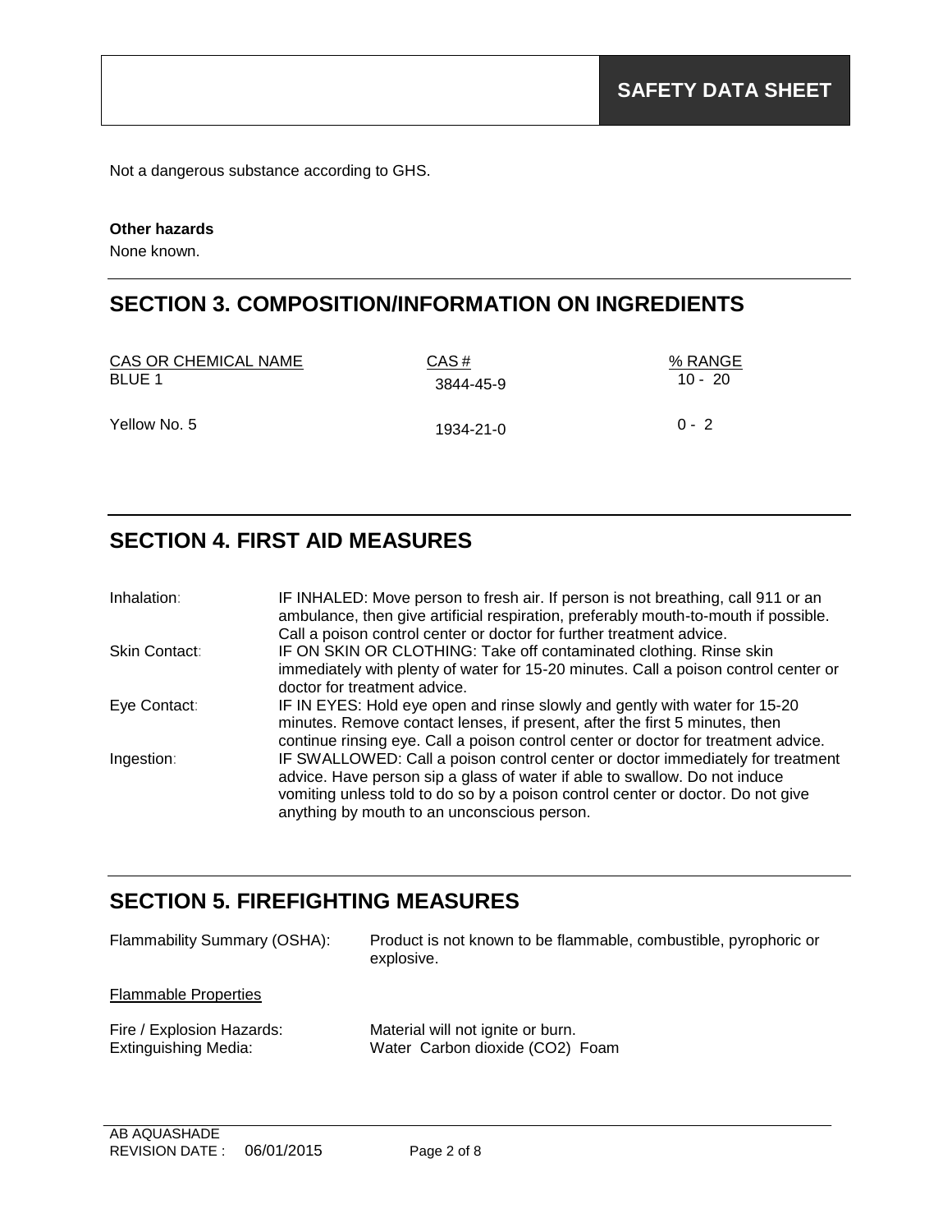Not a dangerous substance according to GHS.

**Other hazards**

None known.

## SECTION 3. COMPOSITION/INFORMATION ON INGREDIENTS

| CAS OR CHEMICAL NAME | CAS # | % RANGE |
|---|---|---|
| BLUE 1 | 3844-45-9 | 10 - 20 |
| Yellow No. 5 | 1934-21-0 | 0 - 2 |

## SECTION 4. FIRST AID MEASURES

| | |
|---|---|
| Inhalation: | IF INHALED: Move person to fresh air. If person is not breathing, call 911 or an ambulance, then give artificial respiration, preferably mouth-to-mouth if possible. Call a poison control center or doctor for further treatment advice. |
| Skin Contact: | IF ON SKIN OR CLOTHING: Take off contaminated clothing. Rinse skin immediately with plenty of water for 15-20 minutes. Call a poison control center or doctor for treatment advice. |
| Eye Contact: | IF IN EYES: Hold eye open and rinse slowly and gently with water for 15-20 minutes. Remove contact lenses, if present, after the first 5 minutes, then continue rinsing eye. Call a poison control center or doctor for treatment advice. |
| Ingestion: | IF SWALLOWED: Call a poison control center or doctor immediately for treatment advice. Have person sip a glass of water if able to swallow. Do not induce vomiting unless told to do so by a poison control center or doctor. Do not give anything by mouth to an unconscious person. |

## SECTION 5. FIREFIGHTING MEASURES

Flammability Summary (OSHA): Product is not known to be flammable, combustible, pyrophoric or explosive.

Flammable Properties

Fire / Explosion Hazards: Material will not ignite or burn.

Extinguishing Media: Water Carbon dioxide ($CO_2$) Foam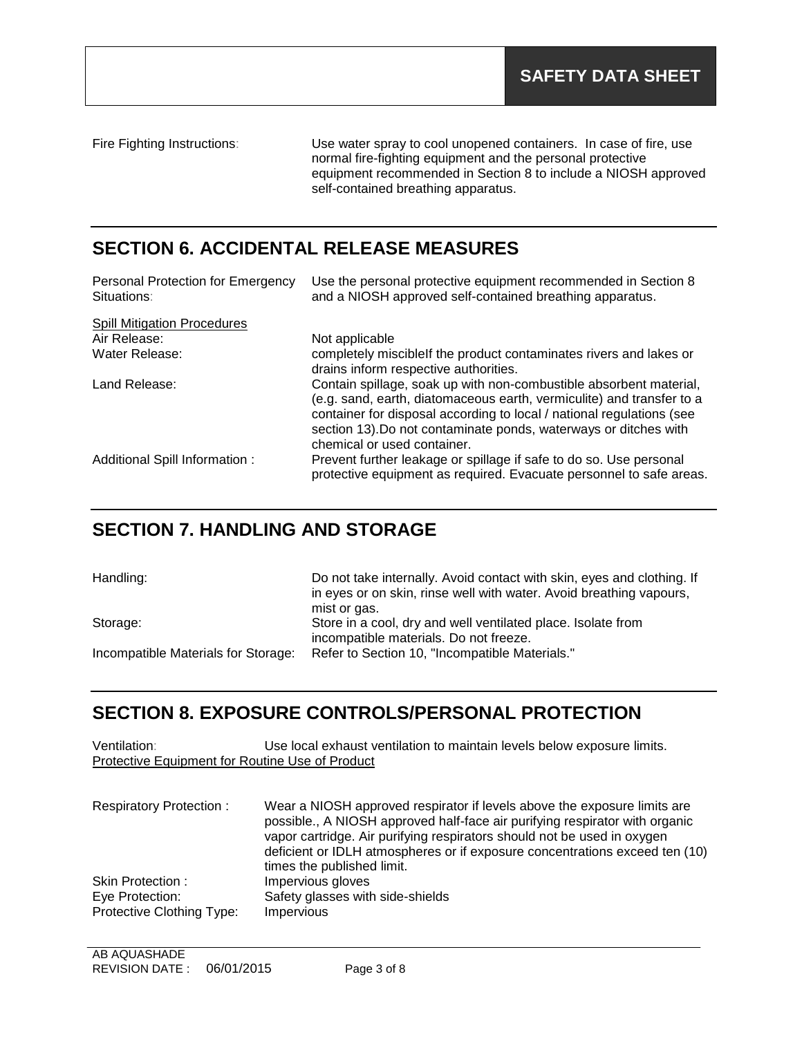Fire Fighting Instructions: Use water spray to cool unopened containers. In case of fire, use normal fire-fighting equipment and the personal protective equipment recommended in Section 8 to include a NIOSH approved self-contained breathing apparatus.

## SECTION 6. ACCIDENTAL RELEASE MEASURES

Personal Protection for Emergency Situations: Use the personal protective equipment recommended in Section 8 and a NIOSH approved self-contained breathing apparatus.

Spill Mitigation Procedures

Air Release: Not applicable

Water Release: completely miscibleIf the product contaminates rivers and lakes or drains inform respective authorities.

Land Release: Contain spillage, soak up with non-combustible absorbent material, (e.g. sand, earth, diatomaceous earth, vermiculite) and transfer to a container for disposal according to local / national regulations (see section 13).Do not contaminate ponds, waterways or ditches with chemical or used container.

Additional Spill Information : Prevent further leakage or spillage if safe to do so. Use personal protective equipment as required. Evacuate personnel to safe areas.

## SECTION 7. HANDLING AND STORAGE

Handling: Do not take internally. Avoid contact with skin, eyes and clothing. If in eyes or on skin, rinse well with water. Avoid breathing vapours, mist or gas.

Storage: Store in a cool, dry and well ventilated place. Isolate from incompatible materials. Do not freeze.

Incompatible Materials for Storage: Refer to Section 10, "Incompatible Materials."

## SECTION 8. EXPOSURE CONTROLS/PERSONAL PROTECTION

Ventilation: Use local exhaust ventilation to maintain levels below exposure limits.

Protective Equipment for Routine Use of Product

Respiratory Protection : Wear a NIOSH approved respirator if levels above the exposure limits are possible., A NIOSH approved half-face air purifying respirator with organic vapor cartridge. Air purifying respirators should not be used in oxygen deficient or IDLH atmospheres or if exposure concentrations exceed ten (10) times the published limit.

Skin Protection : Impervious gloves

Eye Protection: Safety glasses with side-shields

Protective Clothing Type: Impervious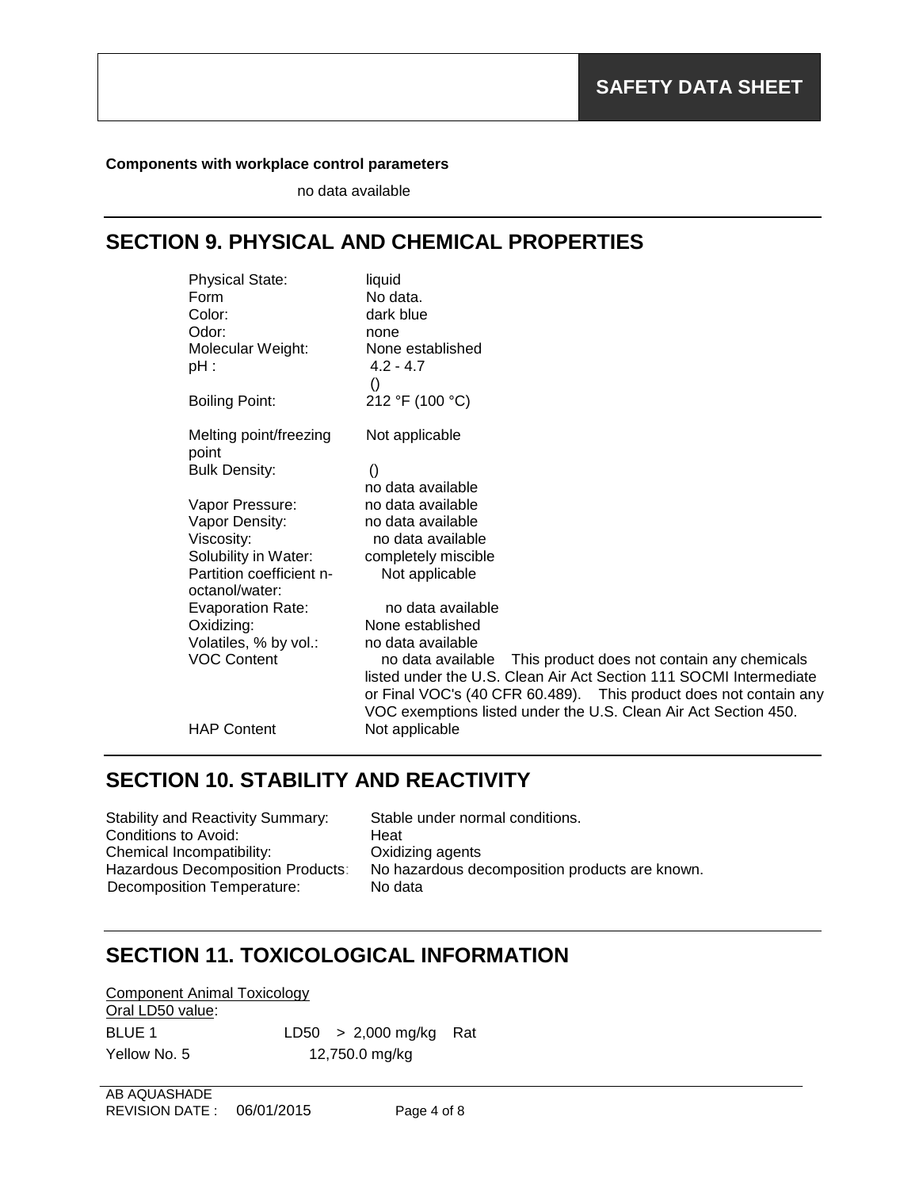**Components with workplace control parameters**

no data available

## SECTION 9. PHYSICAL AND CHEMICAL PROPERTIES

| | |
|---|---|
| Physical State: | liquid |
| Form | No data. |
| Color: | dark blue |
| Odor: | none |
| Molecular Weight: | None established |
| pH : | 4.2 - 4.7 () |
| Boiling Point: | 212 °F (100 °C) |
| Melting point/freezing point | Not applicable |
| Bulk Density: | () no data available |
| Vapor Pressure: | no data available |
| Vapor Density: | no data available |
| Viscosity: | no data available |
| Solubility in Water: | completely miscible |
| Partition coefficient n-octanol/water: | Not applicable |
| Evaporation Rate: | no data available |
| Oxidizing: | None established |
| Volatiles, % by vol.: | no data available |
| VOC Content | no data available This product does not contain any chemicals listed under the U.S. Clean Air Act Section 111 SOCMI Intermediate or Final VOC's (40 CFR 60.489). This product does not contain any VOC exemptions listed under the U.S. Clean Air Act Section 450. |
| HAP Content | Not applicable |

## SECTION 10. STABILITY AND REACTIVITY

| | |
|---|---|
| Stability and Reactivity Summary: | Stable under normal conditions. |
| Conditions to Avoid: | Heat |
| Chemical Incompatibility: | Oxidizing agents |
| Hazardous Decomposition Products: | No hazardous decomposition products are known. |
| Decomposition Temperature: | No data |

## SECTION 11. TOXICOLOGICAL INFORMATION

Component Animal Toxicology

Oral LD50 value:

| | |
|---|---|
| BLUE 1 | LD50 > 2,000 mg/kg Rat |
| Yellow No. 5 | 12,750.0 mg/kg |

AB AQUASHADE
REVISION DATE : 06/01/2015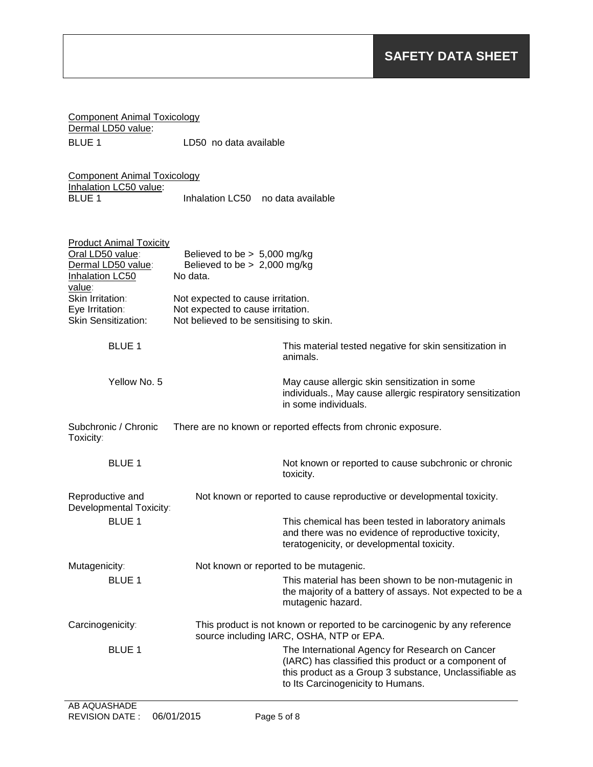Component Animal Toxicology
Dermal LD50 value:

BLUE 1 — LD50 no data available

Component Animal Toxicology
Inhalation LC50 value:

BLUE 1 — Inhalation LC50 no data available

**Product Animal Toxicity**

| | |
|---|---|
| Oral LD50 value: | Believed to be > 5,000 mg/kg |
| Dermal LD50 value: | Believed to be > 2,000 mg/kg |
| Inhalation LC50 value: | No data. |
| Skin Irritation: | Not expected to cause irritation. |
| Eye Irritation: | Not expected to cause irritation. |
| Skin Sensitization: | Not believed to be sensitising to skin. |

| | |
|---|---|
| BLUE 1 | This material tested negative for skin sensitization in animals. |
| Yellow No. 5 | May cause allergic skin sensitization in some individuals., May cause allergic respiratory sensitization in some individuals. |

Subchronic / Chronic Toxicity: There are no known or reported effects from chronic exposure.

| | |
|---|---|
| BLUE 1 | Not known or reported to cause subchronic or chronic toxicity. |

Reproductive and Developmental Toxicity: Not known or reported to cause reproductive or developmental toxicity.

| | |
|---|---|
| BLUE 1 | This chemical has been tested in laboratory animals and there was no evidence of reproductive toxicity, teratogenicity, or developmental toxicity. |

Mutagenicity: Not known or reported to be mutagenic.

| | |
|---|---|
| BLUE 1 | This material has been shown to be non-mutagenic in the majority of a battery of assays. Not expected to be a mutagenic hazard. |

Carcinogenicity: This product is not known or reported to be carcinogenic by any reference source including IARC, OSHA, NTP or EPA.

| | |
|---|---|
| BLUE 1 | The International Agency for Research on Cancer (IARC) has classified this product or a component of this product as a Group 3 substance, Unclassifiable as to Its Carcinogenicity to Humans. |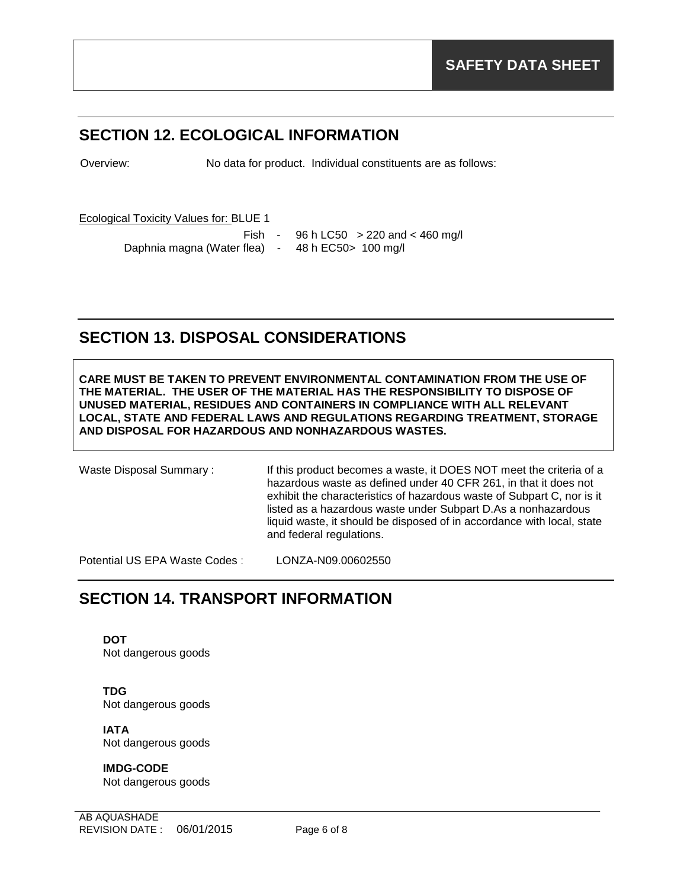## SECTION 12. ECOLOGICAL INFORMATION

Overview: No data for product. Individual constituents are as follows:

Ecological Toxicity Values for: BLUE 1

Fish - 96 h LC50 > 220 and < 460 mg/l

Daphnia magna (Water flea) - 48 h EC50> 100 mg/l

## SECTION 13. DISPOSAL CONSIDERATIONS

**CARE MUST BE TAKEN TO PREVENT ENVIRONMENTAL CONTAMINATION FROM THE USE OF THE MATERIAL. THE USER OF THE MATERIAL HAS THE RESPONSIBILITY TO DISPOSE OF UNUSED MATERIAL, RESIDUES AND CONTAINERS IN COMPLIANCE WITH ALL RELEVANT LOCAL, STATE AND FEDERAL LAWS AND REGULATIONS REGARDING TREATMENT, STORAGE AND DISPOSAL FOR HAZARDOUS AND NONHAZARDOUS WASTES.**

Waste Disposal Summary : If this product becomes a waste, it DOES NOT meet the criteria of a hazardous waste as defined under 40 CFR 261, in that it does not exhibit the characteristics of hazardous waste of Subpart C, nor is it listed as a hazardous waste under Subpart D.As a nonhazardous liquid waste, it should be disposed of in accordance with local, state and federal regulations.

Potential US EPA Waste Codes : LONZA-N09.00602550

## SECTION 14. TRANSPORT INFORMATION

**DOT**
Not dangerous goods

**TDG**
Not dangerous goods

**IATA**
Not dangerous goods

**IMDG-CODE**
Not dangerous goods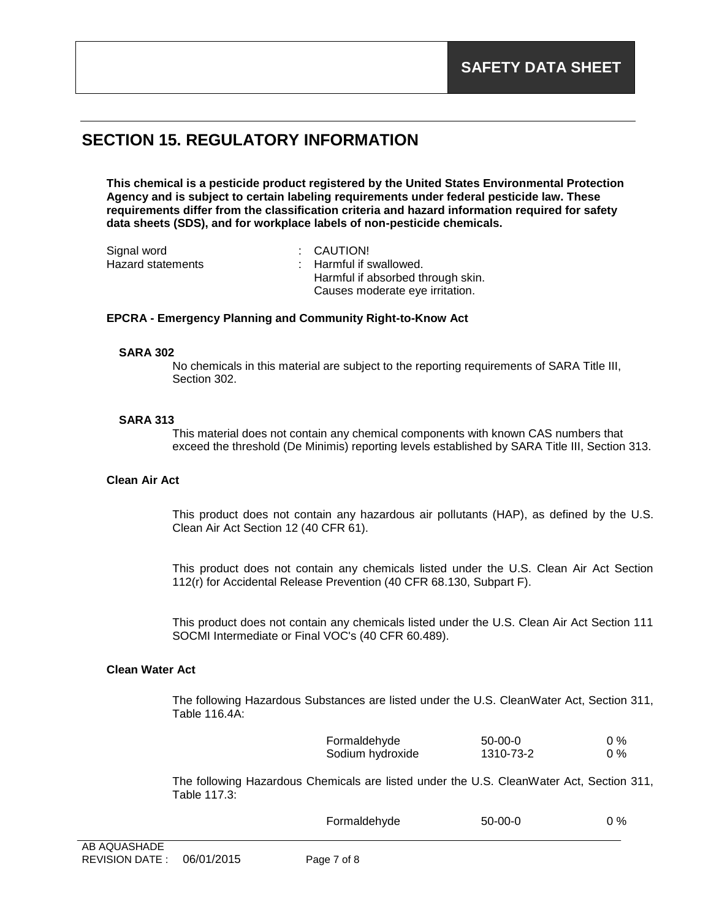## SECTION 15. REGULATORY INFORMATION

**This chemical is a pesticide product registered by the United States Environmental Protection Agency and is subject to certain labeling requirements under federal pesticide law. These requirements differ from the classification criteria and hazard information required for safety data sheets (SDS), and for workplace labels of non-pesticide chemicals.**

| | |
|---|---|
| Signal word | : CAUTION! |
| Hazard statements | : Harmful if swallowed.<br>Harmful if absorbed through skin.<br>Causes moderate eye irritation. |

**EPCRA - Emergency Planning and Community Right-to-Know Act**

**SARA 302**

No chemicals in this material are subject to the reporting requirements of SARA Title III, Section 302.

**SARA 313**

This material does not contain any chemical components with known CAS numbers that exceed the threshold (De Minimis) reporting levels established by SARA Title III, Section 313.

**Clean Air Act**

This product does not contain any hazardous air pollutants (HAP), as defined by the U.S. Clean Air Act Section 12 (40 CFR 61).

This product does not contain any chemicals listed under the U.S. Clean Air Act Section 112(r) for Accidental Release Prevention (40 CFR 68.130, Subpart F).

This product does not contain any chemicals listed under the U.S. Clean Air Act Section 111 SOCMI Intermediate or Final VOC's (40 CFR 60.489).

**Clean Water Act**

The following Hazardous Substances are listed under the U.S. CleanWater Act, Section 311, Table 116.4A:

| | | |
|---|---|---|
| Formaldehyde | 50-00-0 | 0 % |
| Sodium hydroxide | 1310-73-2 | 0 % |

The following Hazardous Chemicals are listed under the U.S. CleanWater Act, Section 311, Table 117.3:

| | | |
|---|---|---|
| Formaldehyde | 50-00-0 | 0 % |

AB AQUASHADE
REVISION DATE : 06/01/2015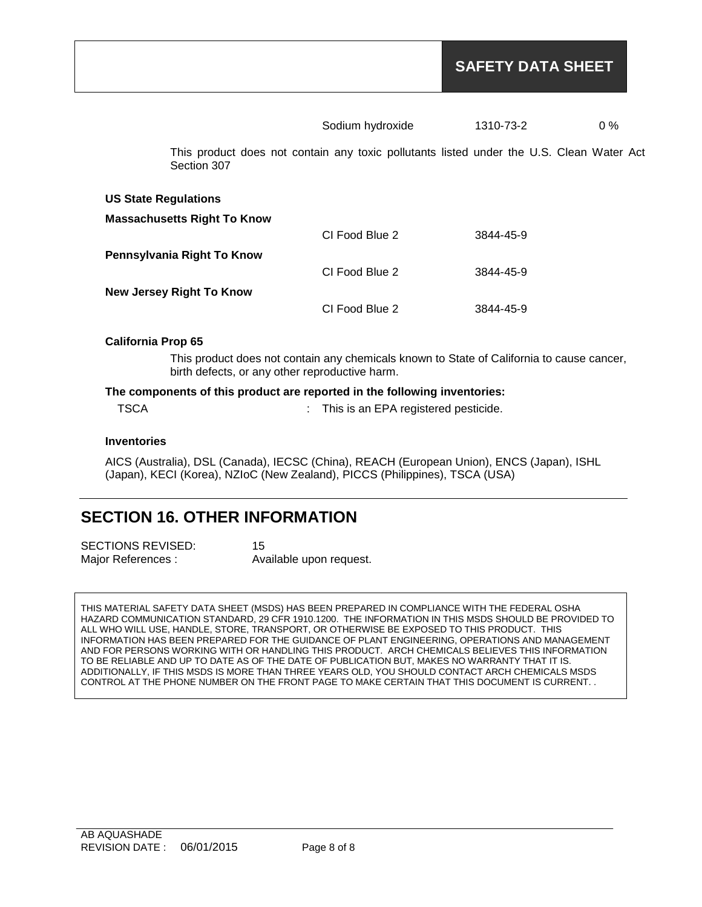| | | |
|---|---|---|
| Sodium hydroxide | 1310-73-2 | 0 % |

This product does not contain any toxic pollutants listed under the U.S. Clean Water Act Section 307

**US State Regulations**

**Massachusetts Right To Know**

| | |
|---|---|
| CI Food Blue 2 | 3844-45-9 |

**Pennsylvania Right To Know**

| | |
|---|---|
| CI Food Blue 2 | 3844-45-9 |

**New Jersey Right To Know**

| | |
|---|---|
| CI Food Blue 2 | 3844-45-9 |

**California Prop 65**

This product does not contain any chemicals known to State of California to cause cancer, birth defects, or any other reproductive harm.

**The components of this product are reported in the following inventories:**

TSCA : This is an EPA registered pesticide.

**Inventories**

AICS (Australia), DSL (Canada), IECSC (China), REACH (European Union), ENCS (Japan), ISHL (Japan), KECI (Korea), NZIoC (New Zealand), PICCS (Philippines), TSCA (USA)

## SECTION 16. OTHER INFORMATION

SECTIONS REVISED: 15
Major References : Available upon request.

THIS MATERIAL SAFETY DATA SHEET (MSDS) HAS BEEN PREPARED IN COMPLIANCE WITH THE FEDERAL OSHA HAZARD COMMUNICATION STANDARD, 29 CFR 1910.1200. THE INFORMATION IN THIS MSDS SHOULD BE PROVIDED TO ALL WHO WILL USE, HANDLE, STORE, TRANSPORT, OR OTHERWISE BE EXPOSED TO THIS PRODUCT. THIS INFORMATION HAS BEEN PREPARED FOR THE GUIDANCE OF PLANT ENGINEERING, OPERATIONS AND MANAGEMENT AND FOR PERSONS WORKING WITH OR HANDLING THIS PRODUCT. ARCH CHEMICALS BELIEVES THIS INFORMATION TO BE RELIABLE AND UP TO DATE AS OF THE DATE OF PUBLICATION BUT, MAKES NO WARRANTY THAT IT IS. ADDITIONALLY, IF THIS MSDS IS MORE THAN THREE YEARS OLD, YOU SHOULD CONTACT ARCH CHEMICALS MSDS CONTROL AT THE PHONE NUMBER ON THE FRONT PAGE TO MAKE CERTAIN THAT THIS DOCUMENT IS CURRENT. .